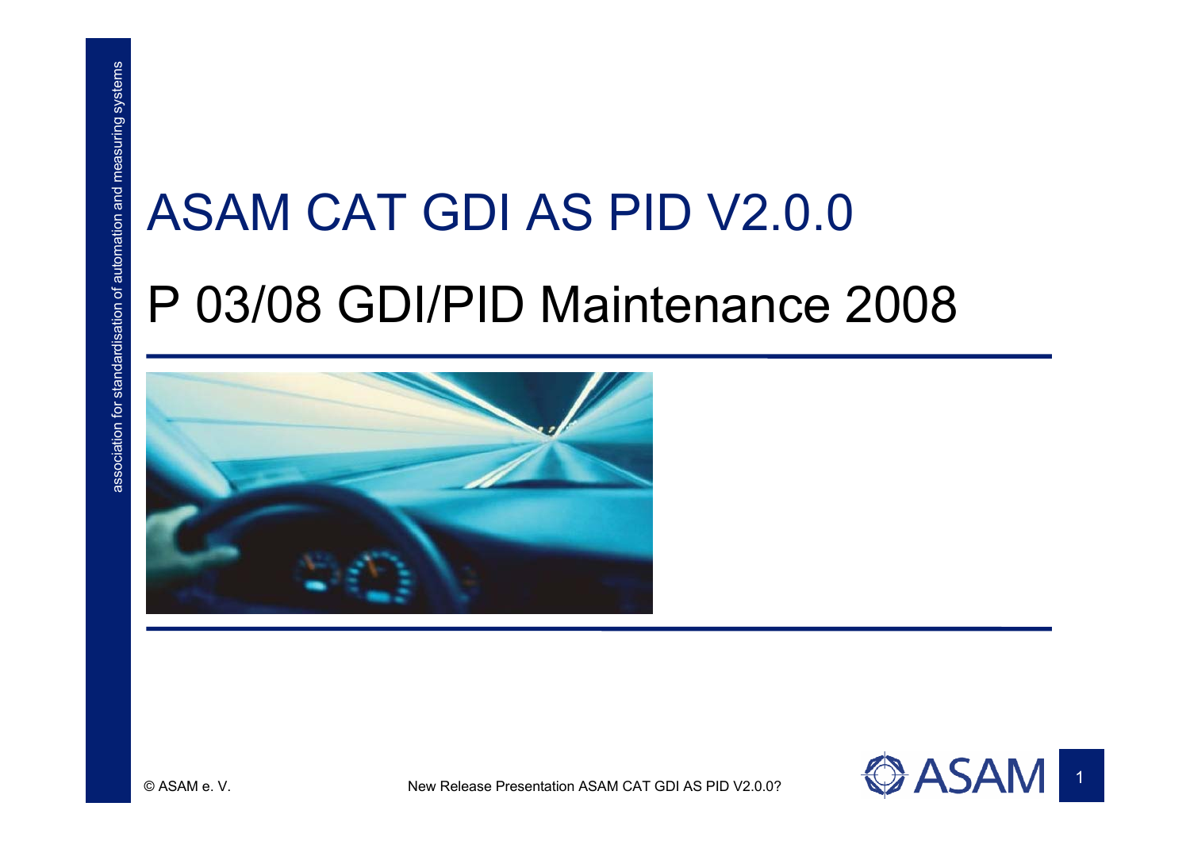# ASAM CAT GDI AS PID V2.0.0

## P 03/08 GDI/PID Maintenance 2008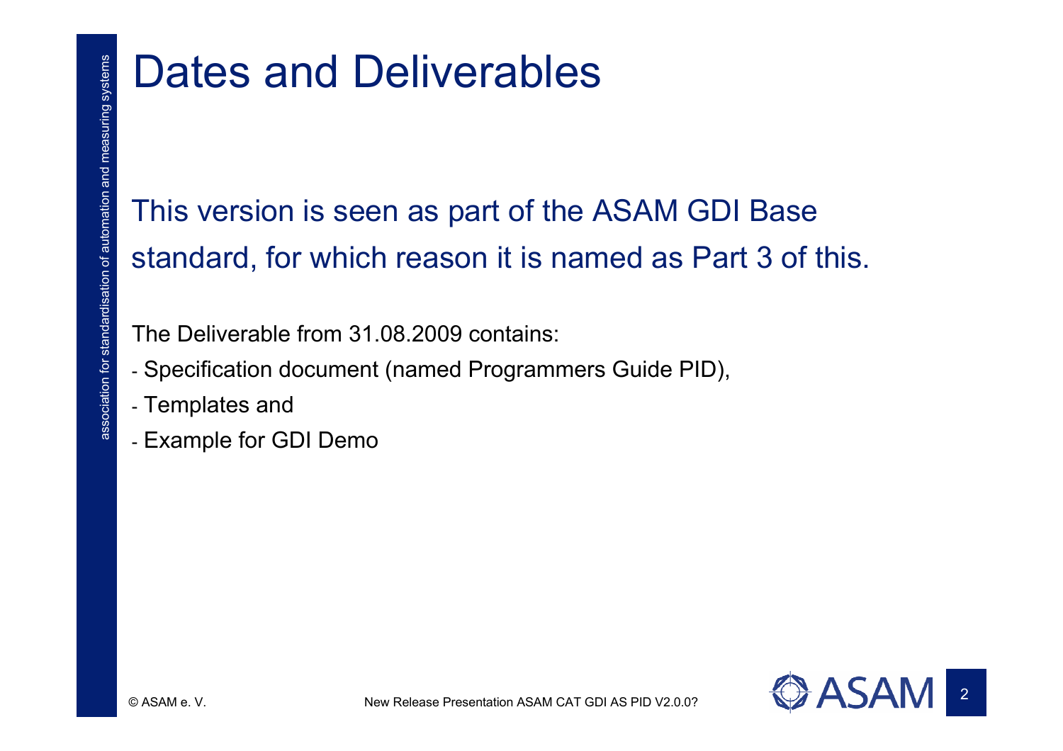# Dates and Deliverables

This version is seen as part of the ASAM GDI Base standard, for which reason it is named as Part 3 of this.

The Deliverable from 31.08.2009 contains:

- Specification document (named Programmers Guide PID),
- Templates and
- Example for GDI Demo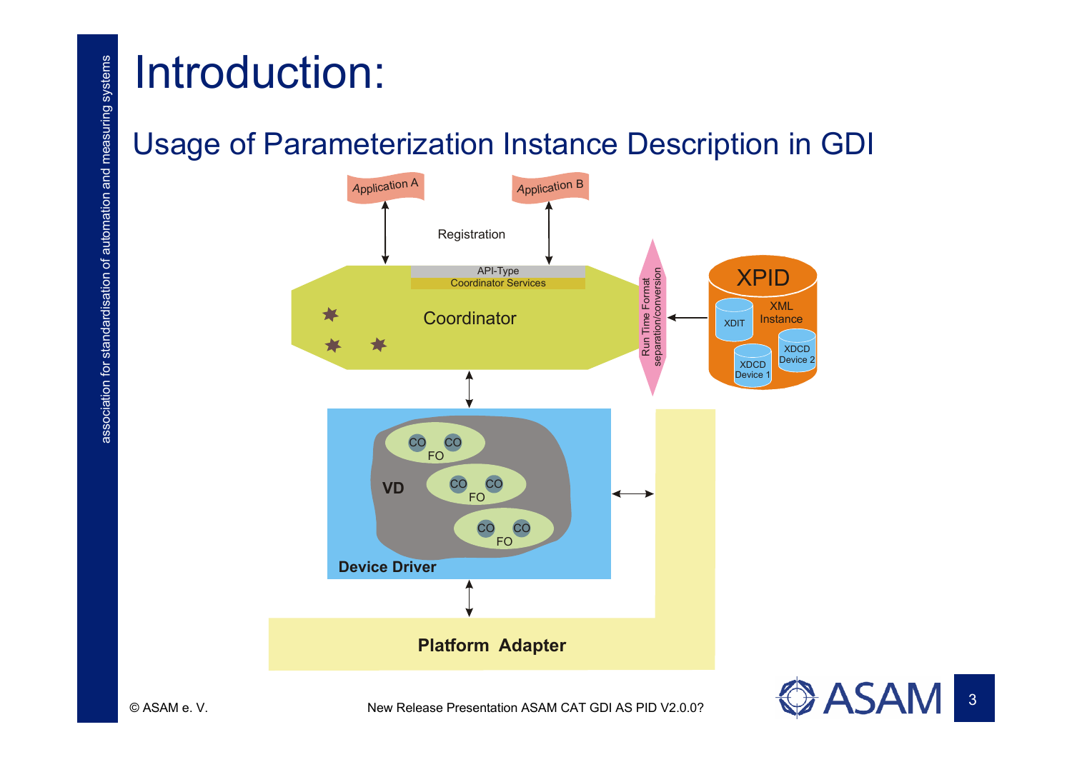# Introduction:

## Usage of Parameterization Instance Description in GDI

Application A

Application B

Registration

API-Type

Coordinator Services

Coordinator

Run Time Format separation/conversion

XPID

XML Instance

XDIT

XDCD Device 1

XDCD Device 2

VD

CO CO FO

CO CO FO

CO CO FO

Device Driver

Platform Adapter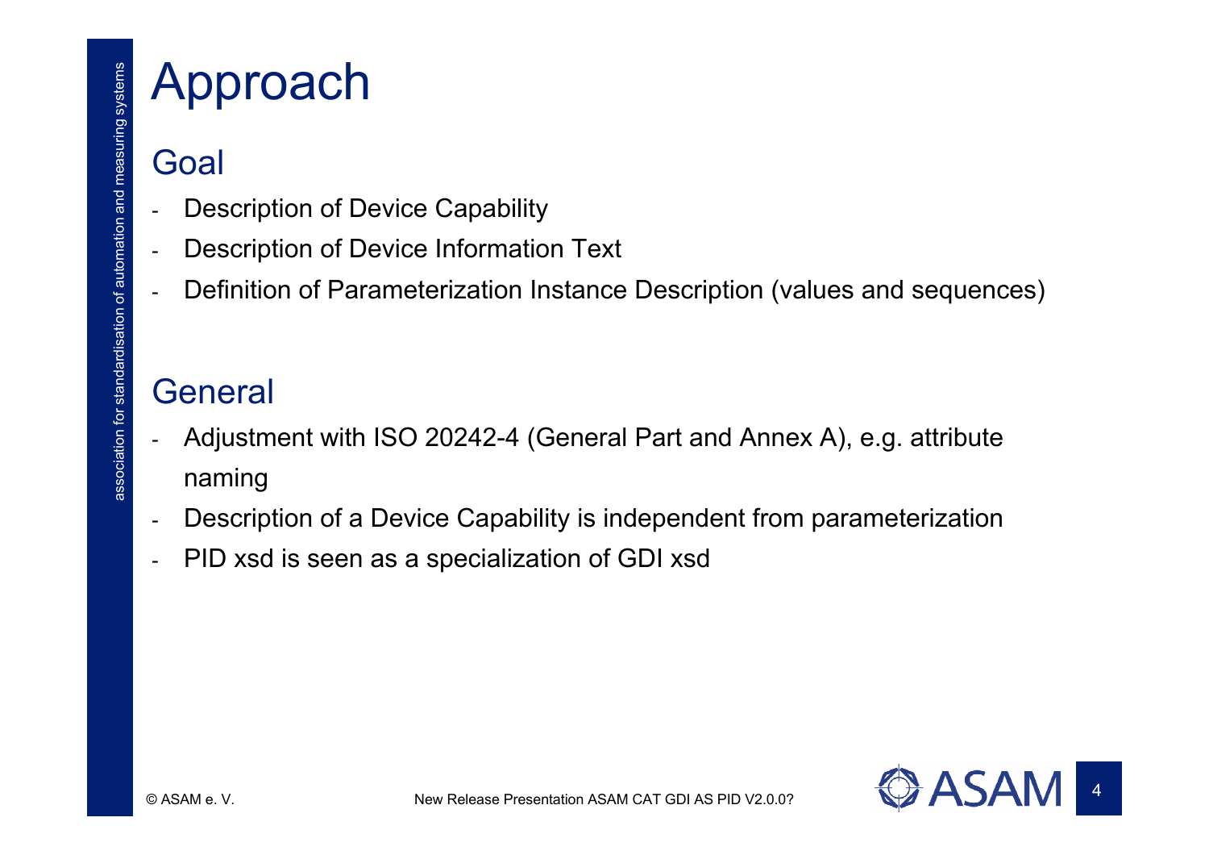# Approach

## Goal

- Description of Device Capability
- Description of Device Information Text
- Definition of Parameterization Instance Description (values and sequences)

## General

- Adjustment with ISO 20242-4 (General Part and Annex A), e.g. attribute naming
- Description of a Device Capability is independent from parameterization
- PID xsd is seen as a specialization of GDI xsd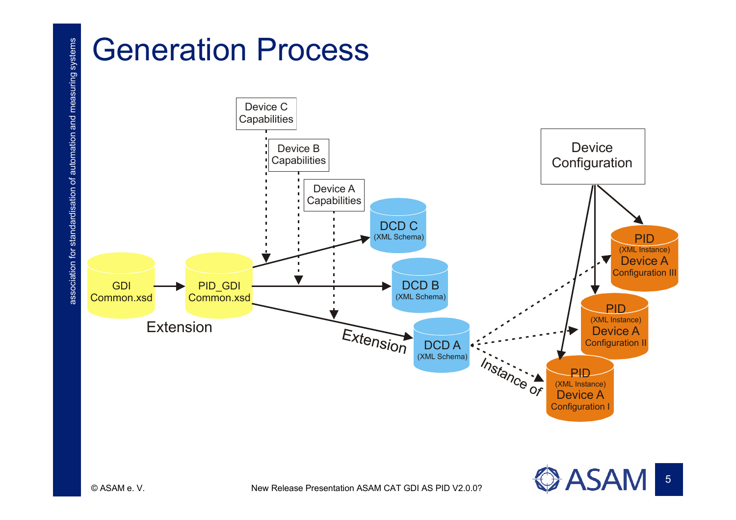# Generation Process

Device C Capabilities

Device B Capabilities

Device A Capabilities

Device Configuration

GDI Common.xsd

PID_GDI Common.xsd

Extension

DCD C (XML Schema)

DCD B (XML Schema)

DCD A (XML Schema)

Extension

Instance of

PID (XML Instance) Device A Configuration III

PID (XML Instance) Device A Configuration II

PID (XML Instance) Device A Configuration I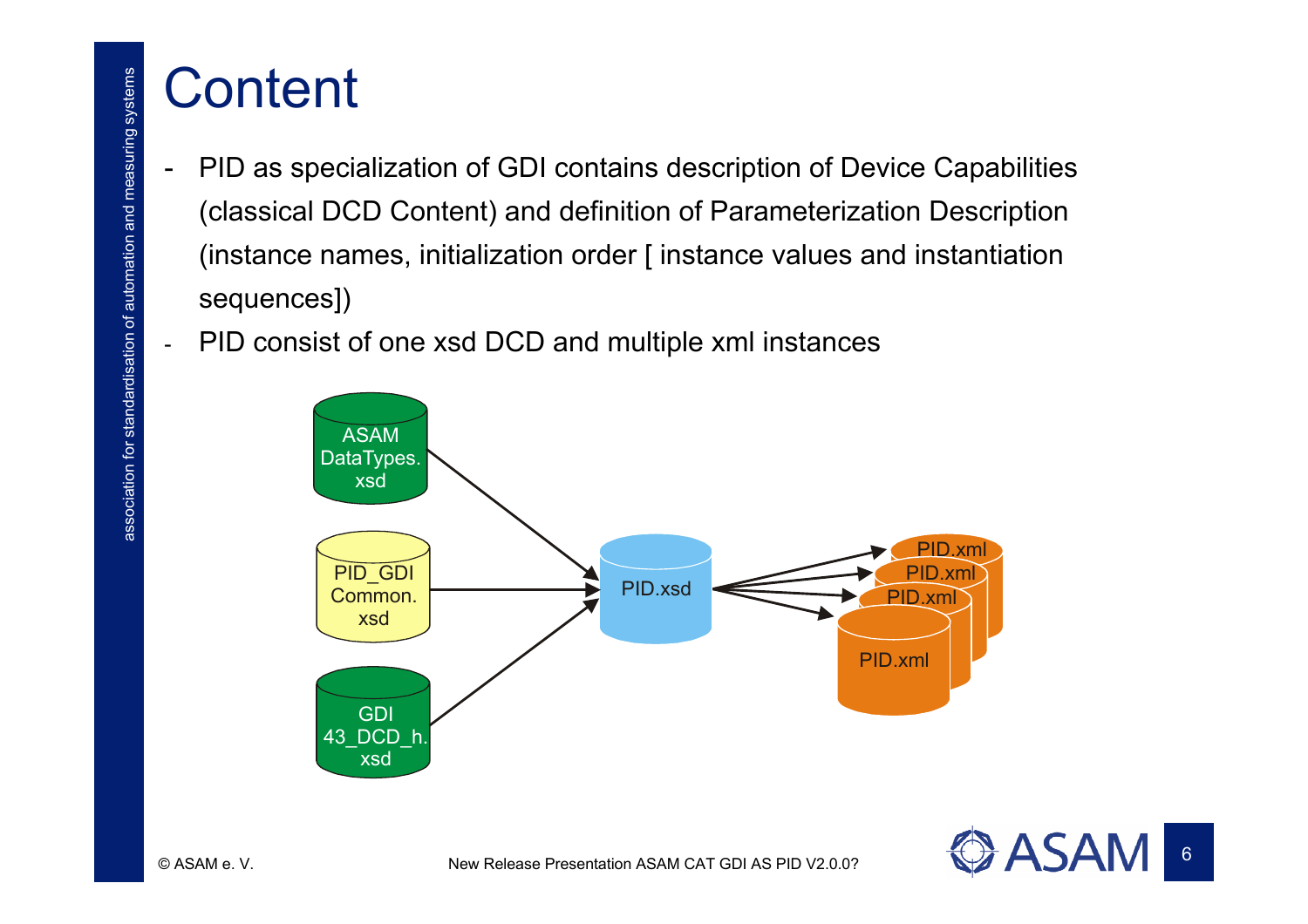# Content

- PID as specialization of GDI contains description of Device Capabilities (classical DCD Content) and definition of Parameterization Description (instance names, initialization order [ instance values and instantiation sequences])
- PID consist of one xsd DCD and multiple xml instances

ASAM DataTypes.xsd

PID_GDI Common.xsd

GDI 43_DCD_h.xsd

PID.xsd

PID.xml

PID.xml

PID.xml

PID.xml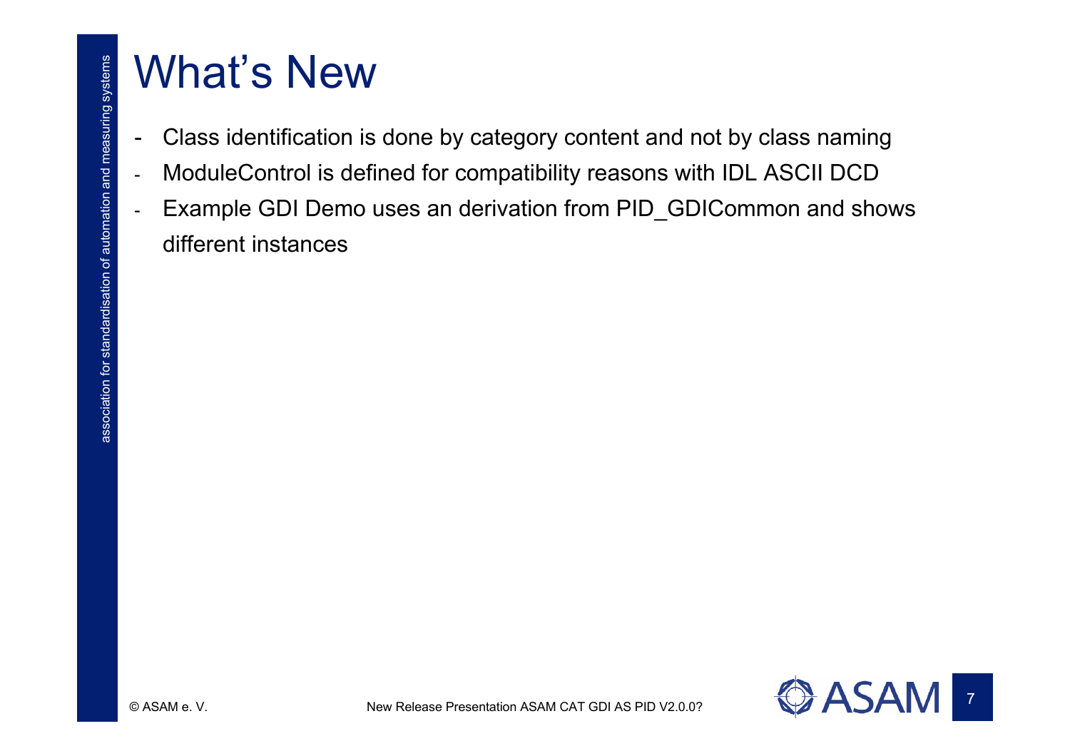# What's New

- Class identification is done by category content and not by class naming
- ModuleControl is defined for compatibility reasons with IDL ASCII DCD
- Example GDI Demo uses an derivation from PID_GDICommon and shows different instances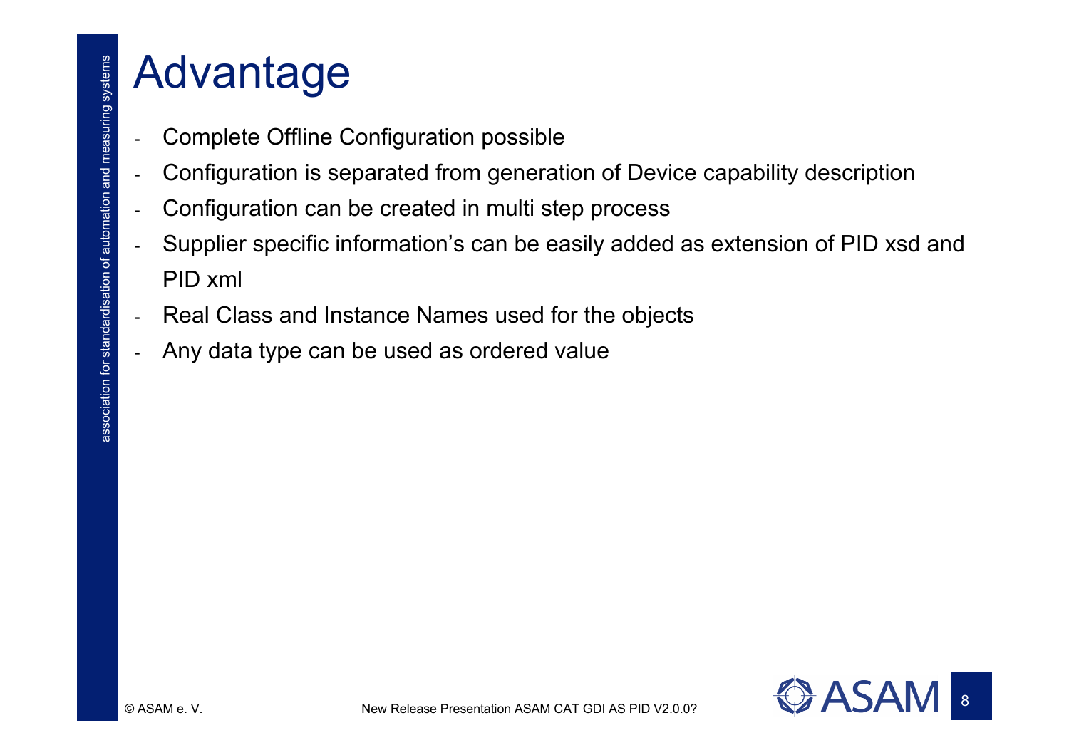# Advantage

- Complete Offline Configuration possible
- Configuration is separated from generation of Device capability description
- Configuration can be created in multi step process
- Supplier specific information's can be easily added as extension of PID xsd and PID xml
- Real Class and Instance Names used for the objects
- Any data type can be used as ordered value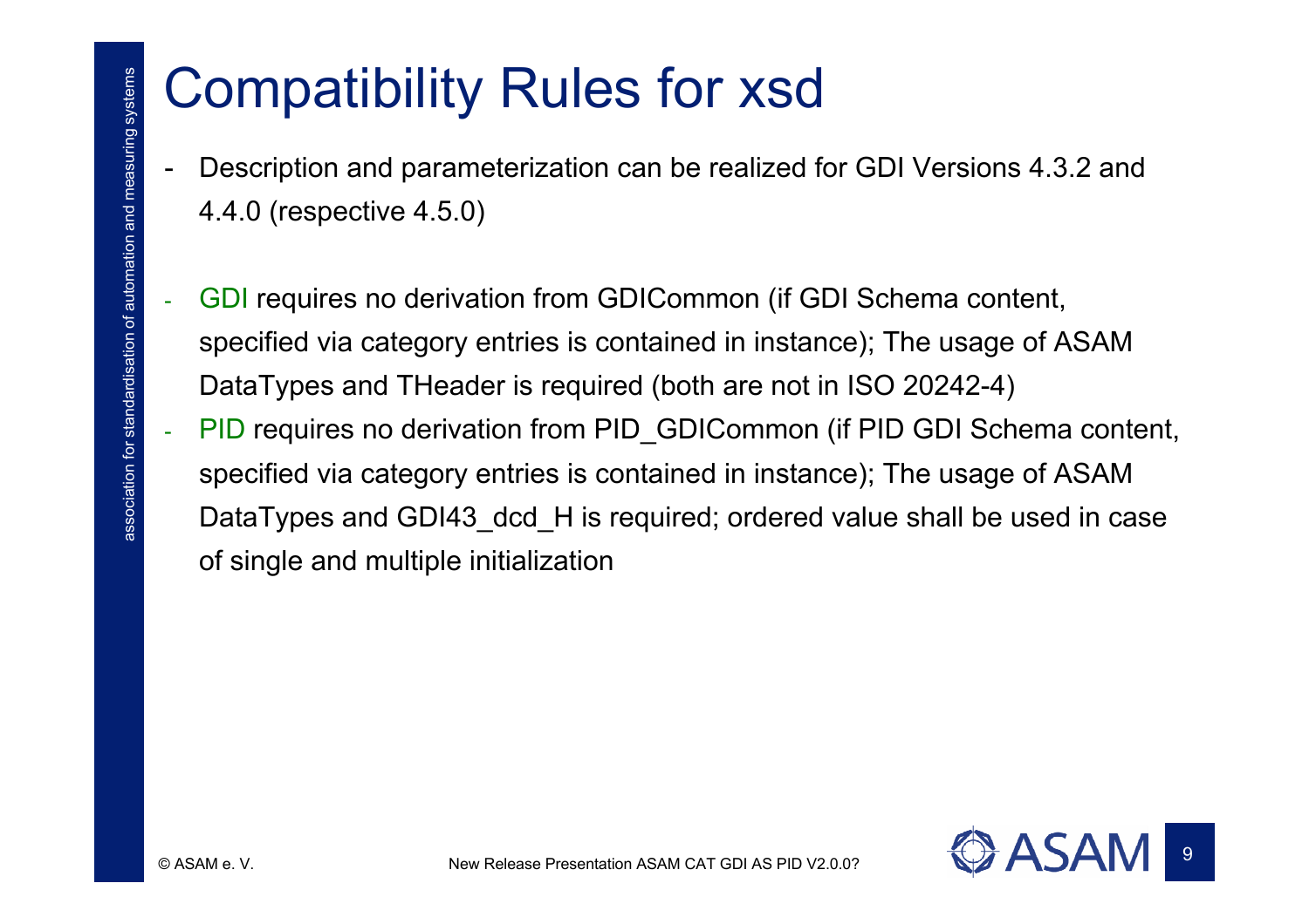# Compatibility Rules for xsd

- Description and parameterization can be realized for GDI Versions 4.3.2 and 4.4.0 (respective 4.5.0)

- GDI requires no derivation from GDICommon (if GDI Schema content, specified via category entries is contained in instance); The usage of ASAM DataTypes and THeader is required (both are not in ISO 20242-4)
- PID requires no derivation from PID_GDICommon (if PID GDI Schema content, specified via category entries is contained in instance); The usage of ASAM DataTypes and GDI43_dcd_H is required; ordered value shall be used in case of single and multiple initialization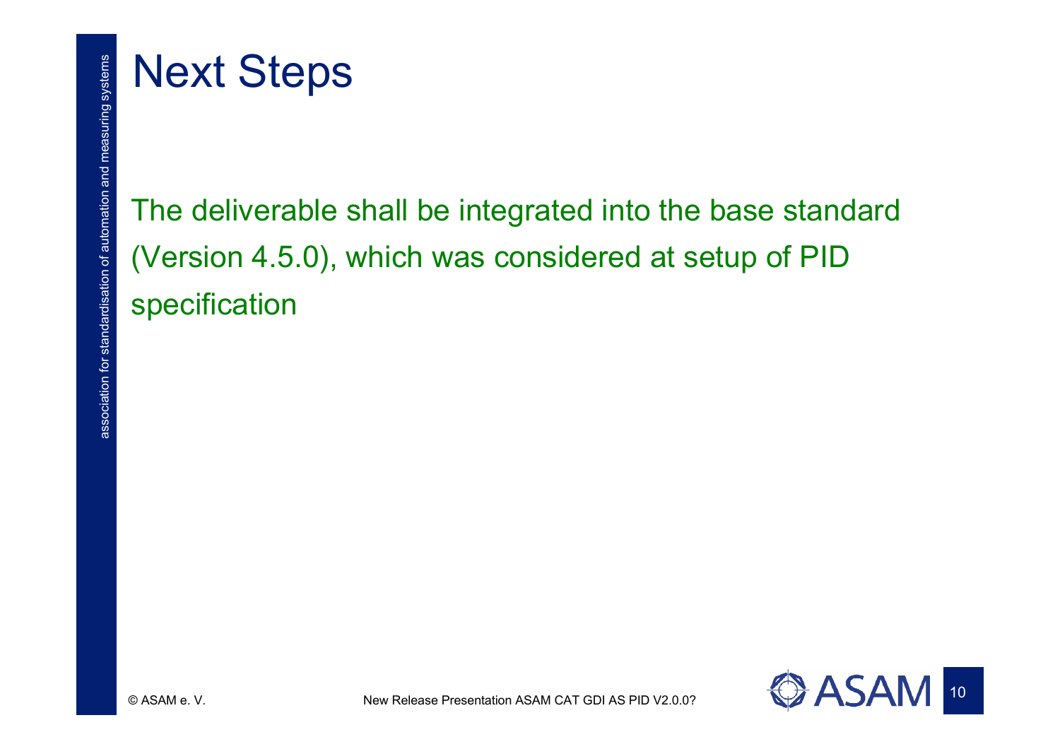# Next Steps

The deliverable shall be integrated into the base standard (Version 4.5.0), which was considered at setup of PID specification